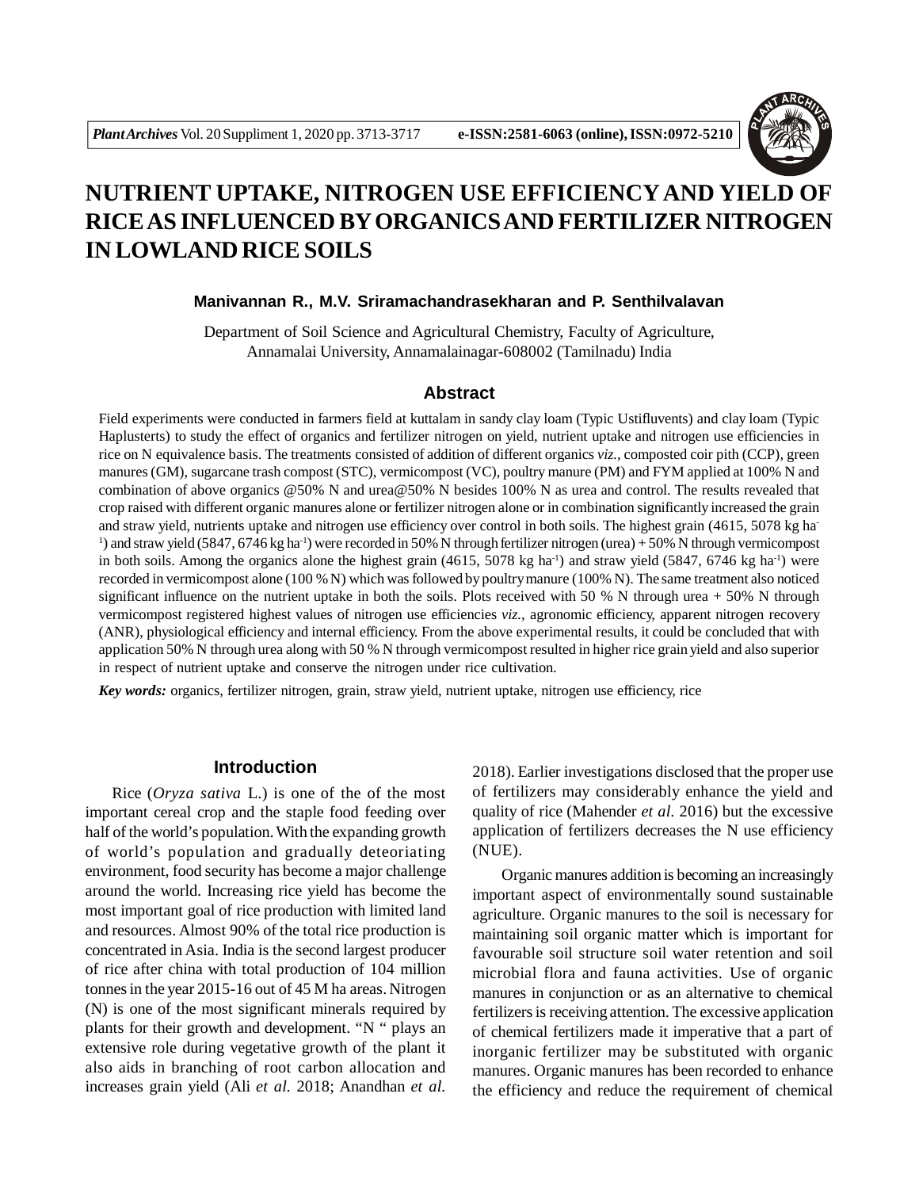# NUTRIENT UPTAKE, NITROGEN USE EFFICIENCY AND YIELD OF RICE AS INFLUENCED BY ORGANICS AND FERTILIZER NITROGEN IN LOWLAND RICE SOILS

**Manivannan R., M.V. Sriramachandrasekharan and P. Senthilvalavan**

Department of Soil Science and Agricultural Chemistry, Faculty of Agriculture, Annamalai University, Annamalainagar-608002 (Tamilnadu) India

## Abstract

Field experiments were conducted in farmers field at kuttalam in sandy clay loam (Typic Ustifluvents) and clay loam (Typic Haplusterts) to study the effect of organics and fertilizer nitrogen on yield, nutrient uptake and nitrogen use efficiencies in rice on N equivalence basis. The treatments consisted of addition of different organics *viz.*, composted coir pith (CCP), green manures (GM), sugarcane trash compost (STC), vermicompost (VC), poultry manure (PM) and FYM applied at 100% N and combination of above organics @50% N and urea@50% N besides 100% N as urea and control. The results revealed that crop raised with different organic manures alone or fertilizer nitrogen alone or in combination significantly increased the grain and straw yield, nutrients uptake and nitrogen use efficiency over control in both soils. The highest grain (4615, 5078 kg ha$^{-1}$) and straw yield (5847, 6746 kg ha$^{-1}$) were recorded in 50% N through fertilizer nitrogen (urea) + 50% N through vermicompost in both soils. Among the organics alone the highest grain (4615, 5078 kg ha$^{-1}$) and straw yield (5847, 6746 kg ha$^{-1}$) were recorded in vermicompost alone (100 % N) which was followed by poultry manure (100% N). The same treatment also noticed significant influence on the nutrient uptake in both the soils. Plots received with 50 % N through urea + 50% N through vermicompost registered highest values of nitrogen use efficiencies *viz.*, agronomic efficiency, apparent nitrogen recovery (ANR), physiological efficiency and internal efficiency. From the above experimental results, it could be concluded that with application 50% N through urea along with 50 % N through vermicompost resulted in higher rice grain yield and also superior in respect of nutrient uptake and conserve the nitrogen under rice cultivation.

***Key words:*** organics, fertilizer nitrogen, grain, straw yield, nutrient uptake, nitrogen use efficiency, rice

## Introduction

Rice (*Oryza sativa* L.) is one of the of the most important cereal crop and the staple food feeding over half of the world's population. With the expanding growth of world's population and gradually deteoriating environment, food security has become a major challenge around the world. Increasing rice yield has become the most important goal of rice production with limited land and resources. Almost 90% of the total rice production is concentrated in Asia. India is the second largest producer of rice after china with total production of 104 million tonnes in the year 2015-16 out of 45 M ha areas. Nitrogen (N) is one of the most significant minerals required by plants for their growth and development. "N " plays an extensive role during vegetative growth of the plant it also aids in branching of root carbon allocation and increases grain yield (Ali *et al.* 2018; Anandhan *et al.* 2018). Earlier investigations disclosed that the proper use of fertilizers may considerably enhance the yield and quality of rice (Mahender *et al.* 2016) but the excessive application of fertilizers decreases the N use efficiency (NUE).

Organic manures addition is becoming an increasingly important aspect of environmentally sound sustainable agriculture. Organic manures to the soil is necessary for maintaining soil organic matter which is important for favourable soil structure soil water retention and soil microbial flora and fauna activities. Use of organic manures in conjunction or as an alternative to chemical fertilizers is receiving attention. The excessive application of chemical fertilizers made it imperative that a part of inorganic fertilizer may be substituted with organic manures. Organic manures has been recorded to enhance the efficiency and reduce the requirement of chemical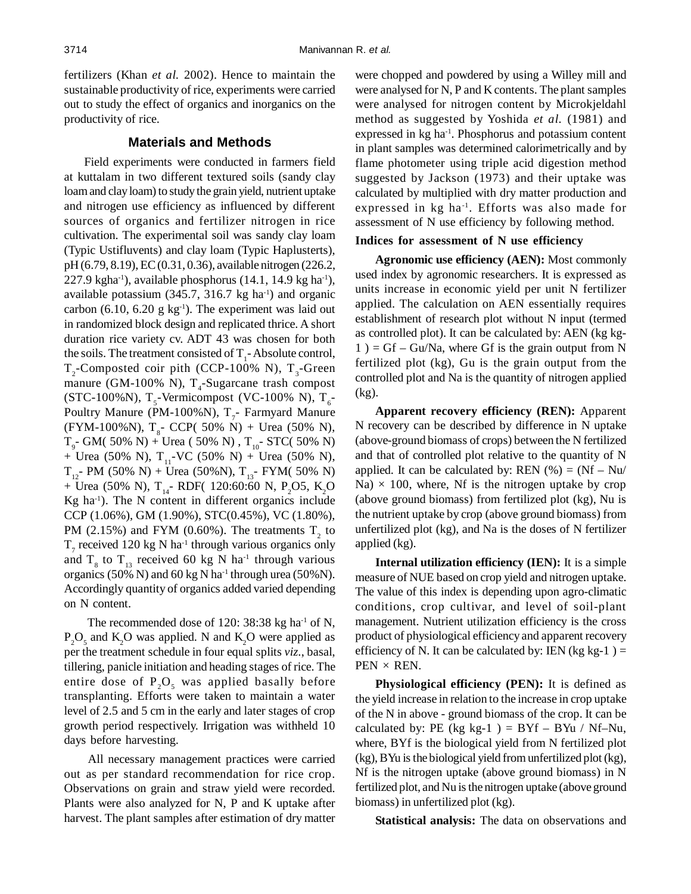fertilizers (Khan *et al.* 2002). Hence to maintain the sustainable productivity of rice, experiments were carried out to study the effect of organics and inorganics on the productivity of rice.

## Materials and Methods

Field experiments were conducted in farmers field at kuttalam in two different textured soils (sandy clay loam and clay loam) to study the grain yield, nutrient uptake and nitrogen use efficiency as influenced by different sources of organics and fertilizer nitrogen in rice cultivation. The experimental soil was sandy clay loam (Typic Ustifluvents) and clay loam (Typic Haplusterts), pH (6.79, 8.19), EC (0.31, 0.36), available nitrogen (226.2, 227.9 kgha$^{-1}$), available phosphorus (14.1, 14.9 kg ha$^{-1}$), available potassium (345.7, 316.7 kg ha$^{-1}$) and organic carbon (6.10, 6.20 g kg$^{-1}$). The experiment was laid out in randomized block design and replicated thrice. A short duration rice variety cv. ADT 43 was chosen for both the soils. The treatment consisted of $T_1$- Absolute control, $T_2$-Composted coir pith (CCP-100% N), $T_3$-Green manure (GM-100% N), $T_4$-Sugarcane trash compost (STC-100%N), $T_5$-Vermicompost (VC-100% N), $T_6$-Poultry Manure (PM-100%N), $T_7$- Farmyard Manure (FYM-100%N), $T_8$- CCP( 50% N) + Urea (50% N), $T_9$- GM( 50% N) + Urea ( 50% N) , $T_{10}$- STC( 50% N) + Urea (50% N), $T_{11}$-VC (50% N) + Urea (50% N), $T_{12}$- PM (50% N) + Urea (50%N), $T_{13}$- FYM( 50% N) + Urea (50% N), $T_{14}$- RDF( 120:60:60 N, $P_2O5$, $K_2O$ Kg ha$^{-1}$). The N content in different organics include CCP (1.06%), GM (1.90%), STC(0.45%), VC (1.80%), PM (2.15%) and FYM (0.60%). The treatments $T_2$ to $T_7$ received 120 kg N ha$^{-1}$ through various organics only and $T_8$ to $T_{13}$ received 60 kg N ha$^{-1}$ through various organics (50% N) and 60 kg N ha$^{-1}$ through urea (50%N). Accordingly quantity of organics added varied depending on N content.

The recommended dose of 120: 38:38 kg ha$^{-1}$ of N, $P_2O_5$ and $K_2O$ was applied. N and $K_2O$ were applied as per the treatment schedule in four equal splits *viz*., basal, tillering, panicle initiation and heading stages of rice. The entire dose of $P_2O_5$ was applied basally before transplanting. Efforts were taken to maintain a water level of 2.5 and 5 cm in the early and later stages of crop growth period respectively. Irrigation was withheld 10 days before harvesting.

All necessary management practices were carried out as per standard recommendation for rice crop. Observations on grain and straw yield were recorded. Plants were also analyzed for N, P and K uptake after harvest. The plant samples after estimation of dry matter were chopped and powdered by using a Willey mill and were analysed for N, P and K contents. The plant samples were analysed for nitrogen content by Microkjeldahl method as suggested by Yoshida *et al.* (1981) and expressed in kg ha$^{-1}$. Phosphorus and potassium content in plant samples was determined calorimetrically and by flame photometer using triple acid digestion method suggested by Jackson (1973) and their uptake was calculated by multiplied with dry matter production and expressed in kg ha$^{-1}$. Efforts was also made for assessment of N use efficiency by following method.

### Indices for assessment of N use efficiency

**Agronomic use efficiency (AEN):** Most commonly used index by agronomic researchers. It is expressed as units increase in economic yield per unit N fertilizer applied. The calculation on AEN essentially requires establishment of research plot without N input (termed as controlled plot). It can be calculated by: AEN (kg kg-1 ) = Gf – Gu/Na, where Gf is the grain output from N fertilized plot (kg), Gu is the grain output from the controlled plot and Na is the quantity of nitrogen applied (kg).

**Apparent recovery efficiency (REN):** Apparent N recovery can be described by difference in N uptake (above-ground biomass of crops) between the N fertilized and that of controlled plot relative to the quantity of N applied. It can be calculated by: REN (%) = (Nf – Nu/ Na) × 100, where, Nf is the nitrogen uptake by crop (above ground biomass) from fertilized plot (kg), Nu is the nutrient uptake by crop (above ground biomass) from unfertilized plot (kg), and Na is the doses of N fertilizer applied (kg).

**Internal utilization efficiency (IEN):** It is a simple measure of NUE based on crop yield and nitrogen uptake. The value of this index is depending upon agro-climatic conditions, crop cultivar, and level of soil-plant management. Nutrient utilization efficiency is the cross product of physiological efficiency and apparent recovery efficiency of N. It can be calculated by: IEN (kg kg-1 ) = PEN × REN.

**Physiological efficiency (PEN):** It is defined as the yield increase in relation to the increase in crop uptake of the N in above - ground biomass of the crop. It can be calculated by: PE (kg kg-1 ) = BYf – BYu / Nf–Nu, where, BYf is the biological yield from N fertilized plot (kg), BYu is the biological yield from unfertilized plot (kg), Nf is the nitrogen uptake (above ground biomass) in N fertilized plot, and Nu is the nitrogen uptake (above ground biomass) in unfertilized plot (kg).

**Statistical analysis:** The data on observations and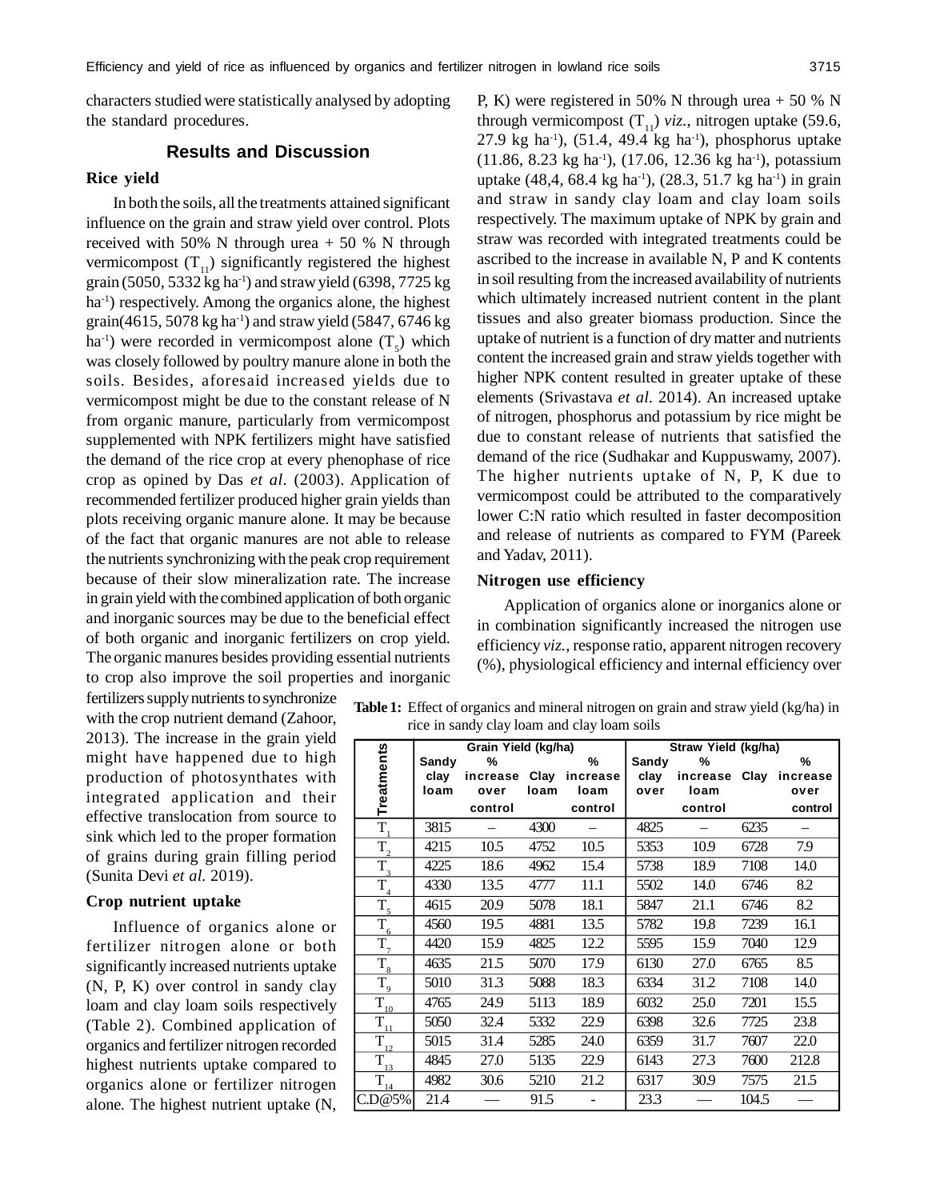characters studied were statistically analysed by adopting the standard procedures.

## Results and Discussion

### Rice yield

In both the soils, all the treatments attained significant influence on the grain and straw yield over control. Plots received with 50% N through urea + 50 % N through vermicompost ($T_{11}$) significantly registered the highest grain (5050, 5332 kg ha$^{-1}$) and straw yield (6398, 7725 kg ha$^{-1}$) respectively. Among the organics alone, the highest grain(4615, 5078 kg ha$^{-1}$) and straw yield (5847, 6746 kg ha$^{-1}$) were recorded in vermicompost alone ($T_5$) which was closely followed by poultry manure alone in both the soils. Besides, aforesaid increased yields due to vermicompost might be due to the constant release of N from organic manure, particularly from vermicompost supplemented with NPK fertilizers might have satisfied the demand of the rice crop at every phenophase of rice crop as opined by Das *et al*. (2003). Application of recommended fertilizer produced higher grain yields than plots receiving organic manure alone. It may be because of the fact that organic manures are not able to release the nutrients synchronizing with the peak crop requirement because of their slow mineralization rate. The increase in grain yield with the combined application of both organic and inorganic sources may be due to the beneficial effect of both organic and inorganic fertilizers on crop yield. The organic manures besides providing essential nutrients to crop also improve the soil properties and inorganic fertilizers supply nutrients to synchronize with the crop nutrient demand (Zahoor, 2013). The increase in the grain yield might have happened due to high production of photosynthates with integrated application and their effective translocation from source to sink which led to the proper formation of grains during grain filling period (Sunita Devi *et al.* 2019).

### Crop nutrient uptake

Influence of organics alone or fertilizer nitrogen alone or both significantly increased nutrients uptake (N, P, K) over control in sandy clay loam and clay loam soils respectively (Table 2). Combined application of organics and fertilizer nitrogen recorded highest nutrients uptake compared to organics alone or fertilizer nitrogen alone. The highest nutrient uptake (N, P, K) were registered in 50% N through urea + 50 % N through vermicompost ($T_{11}$) *viz*., nitrogen uptake (59.6, 27.9 kg ha$^{-1}$), (51.4, 49.4 kg ha$^{-1}$), phosphorus uptake (11.86, 8.23 kg ha$^{-1}$), (17.06, 12.36 kg ha$^{-1}$), potassium uptake (48,4, 68.4 kg ha$^{-1}$), (28.3, 51.7 kg ha$^{-1}$) in grain and straw in sandy clay loam and clay loam soils respectively. The maximum uptake of NPK by grain and straw was recorded with integrated treatments could be ascribed to the increase in available N, P and K contents in soil resulting from the increased availability of nutrients which ultimately increased nutrient content in the plant tissues and also greater biomass production. Since the uptake of nutrient is a function of dry matter and nutrients content the increased grain and straw yields together with higher NPK content resulted in greater uptake of these elements (Srivastava *et al*. 2014). An increased uptake of nitrogen, phosphorus and potassium by rice might be due to constant release of nutrients that satisfied the demand of the rice (Sudhakar and Kuppuswamy, 2007). The higher nutrients uptake of N, P, K due to vermicompost could be attributed to the comparatively lower C:N ratio which resulted in faster decomposition and release of nutrients as compared to FYM (Pareek and Yadav, 2011).

### Nitrogen use efficiency

Application of organics alone or inorganics alone or in combination significantly increased the nitrogen use efficiency *viz.*, response ratio, apparent nitrogen recovery (%), physiological efficiency and internal efficiency over

**Table 1:** Effect of organics and mineral nitrogen on grain and straw yield (kg/ha) in rice in sandy clay loam and clay loam soils

| Treatments | Grain Yield (kg/ha) | | | | Straw Yield (kg/ha) | | | |
|---|---|---|---|---|---|---|---|---|
| | Sandy clay loam | % increase over control | Clay loam | % increase loam control | Sandy clay over | % increase loam control | Clay | % increase over control |
| $T_1$ | 3815 | – | 4300 | – | 4825 | – | 6235 | – |
| $T_2$ | 4215 | 10.5 | 4752 | 10.5 | 5353 | 10.9 | 6728 | 7.9 |
| $T_3$ | 4225 | 18.6 | 4962 | 15.4 | 5738 | 18.9 | 7108 | 14.0 |
| $T_4$ | 4330 | 13.5 | 4777 | 11.1 | 5502 | 14.0 | 6746 | 8.2 |
| $T_5$ | 4615 | 20.9 | 5078 | 18.1 | 5847 | 21.1 | 6746 | 8.2 |
| $T_6$ | 4560 | 19.5 | 4881 | 13.5 | 5782 | 19.8 | 7239 | 16.1 |
| $T_7$ | 4420 | 15.9 | 4825 | 12.2 | 5595 | 15.9 | 7040 | 12.9 |
| $T_8$ | 4635 | 21.5 | 5070 | 17.9 | 6130 | 27.0 | 6765 | 8.5 |
| $T_9$ | 5010 | 31.3 | 5088 | 18.3 | 6334 | 31.2 | 7108 | 14.0 |
| $T_{10}$ | 4765 | 24.9 | 5113 | 18.9 | 6032 | 25.0 | 7201 | 15.5 |
| $T_{11}$ | 5050 | 32.4 | 5332 | 22.9 | 6398 | 32.6 | 7725 | 23.8 |
| $T_{12}$ | 5015 | 31.4 | 5285 | 24.0 | 6359 | 31.7 | 7607 | 22.0 |
| $T_{13}$ | 4845 | 27.0 | 5135 | 22.9 | 6143 | 27.3 | 7600 | 212.8 |
| $T_{14}$ | 4982 | 30.6 | 5210 | 21.2 | 6317 | 30.9 | 7575 | 21.5 |
| C.D@5% | 21.4 | — | 91.5 | - | 23.3 | — | 104.5 | — |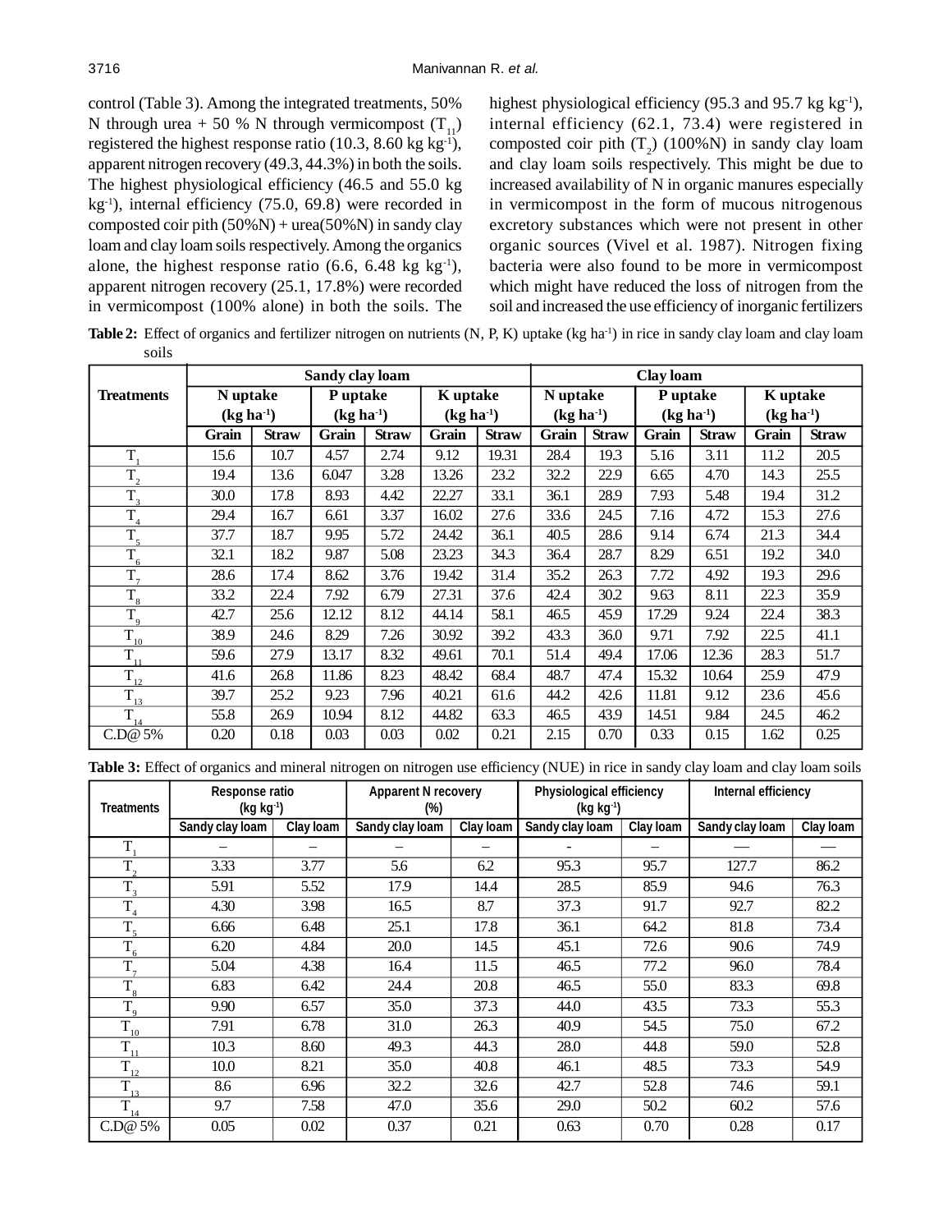control (Table 3). Among the integrated treatments, 50% N through urea + 50 % N through vermicompost ($T_{11}$) registered the highest response ratio (10.3, 8.60 kg kg$^{-1}$), apparent nitrogen recovery (49.3, 44.3%) in both the soils. The highest physiological efficiency (46.5 and 55.0 kg kg$^{-1}$), internal efficiency (75.0, 69.8) were recorded in composted coir pith (50%N) + urea(50%N) in sandy clay loam and clay loam soils respectively. Among the organics alone, the highest response ratio (6.6, 6.48 kg kg$^{-1}$), apparent nitrogen recovery (25.1, 17.8%) were recorded in vermicompost (100% alone) in both the soils. The highest physiological efficiency (95.3 and 95.7 kg kg$^{-1}$), internal efficiency (62.1, 73.4) were registered in composted coir pith ($T_2$) (100%N) in sandy clay loam and clay loam soils respectively. This might be due to increased availability of N in organic manures especially in vermicompost in the form of mucous nitrogenous excretory substances which were not present in other organic sources (Vivel et al. 1987). Nitrogen fixing bacteria were also found to be more in vermicompost which might have reduced the loss of nitrogen from the soil and increased the use efficiency of inorganic fertilizers

**Table 2:** Effect of organics and fertilizer nitrogen on nutrients (N, P, K) uptake (kg ha$^{-1}$) in rice in sandy clay loam and clay loam soils

| Treatments | Sandy clay loam | | | | | | Clay loam | | | | | |
|---|---|---|---|---|---|---|---|---|---|---|---|---|
| | N uptake (kg ha$^{-1}$) | | P uptake (kg ha$^{-1}$) | | K uptake (kg ha$^{-1}$) | | N uptake (kg ha$^{-1}$) | | P uptake (kg ha$^{-1}$) | | K uptake (kg ha$^{-1}$) | |
| | Grain | Straw | Grain | Straw | Grain | Straw | Grain | Straw | Grain | Straw | Grain | Straw |
| $T_1$ | 15.6 | 10.7 | 4.57 | 2.74 | 9.12 | 19.31 | 28.4 | 19.3 | 5.16 | 3.11 | 11.2 | 20.5 |
| $T_2$ | 19.4 | 13.6 | 6.047 | 3.28 | 13.26 | 23.2 | 32.2 | 22.9 | 6.65 | 4.70 | 14.3 | 25.5 |
| $T_3$ | 30.0 | 17.8 | 8.93 | 4.42 | 22.27 | 33.1 | 36.1 | 28.9 | 7.93 | 5.48 | 19.4 | 31.2 |
| $T_4$ | 29.4 | 16.7 | 6.61 | 3.37 | 16.02 | 27.6 | 33.6 | 24.5 | 7.16 | 4.72 | 15.3 | 27.6 |
| $T_5$ | 37.7 | 18.7 | 9.95 | 5.72 | 24.42 | 36.1 | 40.5 | 28.6 | 9.14 | 6.74 | 21.3 | 34.4 |
| $T_6$ | 32.1 | 18.2 | 9.87 | 5.08 | 23.23 | 34.3 | 36.4 | 28.7 | 8.29 | 6.51 | 19.2 | 34.0 |
| $T_7$ | 28.6 | 17.4 | 8.62 | 3.76 | 19.42 | 31.4 | 35.2 | 26.3 | 7.72 | 4.92 | 19.3 | 29.6 |
| $T_8$ | 33.2 | 22.4 | 7.92 | 6.79 | 27.31 | 37.6 | 42.4 | 30.2 | 9.63 | 8.11 | 22.3 | 35.9 |
| $T_9$ | 42.7 | 25.6 | 12.12 | 8.12 | 44.14 | 58.1 | 46.5 | 45.9 | 17.29 | 9.24 | 22.4 | 38.3 |
| $T_{10}$ | 38.9 | 24.6 | 8.29 | 7.26 | 30.92 | 39.2 | 43.3 | 36.0 | 9.71 | 7.92 | 22.5 | 41.1 |
| $T_{11}$ | 59.6 | 27.9 | 13.17 | 8.32 | 49.61 | 70.1 | 51.4 | 49.4 | 17.06 | 12.36 | 28.3 | 51.7 |
| $T_{12}$ | 41.6 | 26.8 | 11.86 | 8.23 | 48.42 | 68.4 | 48.7 | 47.4 | 15.32 | 10.64 | 25.9 | 47.9 |
| $T_{13}$ | 39.7 | 25.2 | 9.23 | 7.96 | 40.21 | 61.6 | 44.2 | 42.6 | 11.81 | 9.12 | 23.6 | 45.6 |
| $T_{14}$ | 55.8 | 26.9 | 10.94 | 8.12 | 44.82 | 63.3 | 46.5 | 43.9 | 14.51 | 9.84 | 24.5 | 46.2 |
| C.D@ 5% | 0.20 | 0.18 | 0.03 | 0.03 | 0.02 | 0.21 | 2.15 | 0.70 | 0.33 | 0.15 | 1.62 | 0.25 |

**Table 3:** Effect of organics and mineral nitrogen on nitrogen use efficiency (NUE) in rice in sandy clay loam and clay loam soils

| Treatments | Response ratio (kg kg$^{-1}$) | | Apparent N recovery (%) | | Physiological efficiency (kg kg$^{-1}$) | | Internal efficiency | |
|---|---|---|---|---|---|---|---|---|
| | Sandy clay loam | Clay loam | Sandy clay loam | Clay loam | Sandy clay loam | Clay loam | Sandy clay loam | Clay loam |
| $T_1$ | – | – | – | – | - | – | — | — |
| $T_2$ | 3.33 | 3.77 | 5.6 | 6.2 | 95.3 | 95.7 | 127.7 | 86.2 |
| $T_3$ | 5.91 | 5.52 | 17.9 | 14.4 | 28.5 | 85.9 | 94.6 | 76.3 |
| $T_4$ | 4.30 | 3.98 | 16.5 | 8.7 | 37.3 | 91.7 | 92.7 | 82.2 |
| $T_5$ | 6.66 | 6.48 | 25.1 | 17.8 | 36.1 | 64.2 | 81.8 | 73.4 |
| $T_6$ | 6.20 | 4.84 | 20.0 | 14.5 | 45.1 | 72.6 | 90.6 | 74.9 |
| $T_7$ | 5.04 | 4.38 | 16.4 | 11.5 | 46.5 | 77.2 | 96.0 | 78.4 |
| $T_8$ | 6.83 | 6.42 | 24.4 | 20.8 | 46.5 | 55.0 | 83.3 | 69.8 |
| $T_9$ | 9.90 | 6.57 | 35.0 | 37.3 | 44.0 | 43.5 | 73.3 | 55.3 |
| $T_{10}$ | 7.91 | 6.78 | 31.0 | 26.3 | 40.9 | 54.5 | 75.0 | 67.2 |
| $T_{11}$ | 10.3 | 8.60 | 49.3 | 44.3 | 28.0 | 44.8 | 59.0 | 52.8 |
| $T_{12}$ | 10.0 | 8.21 | 35.0 | 40.8 | 46.1 | 48.5 | 73.3 | 54.9 |
| $T_{13}$ | 8.6 | 6.96 | 32.2 | 32.6 | 42.7 | 52.8 | 74.6 | 59.1 |
| $T_{14}$ | 9.7 | 7.58 | 47.0 | 35.6 | 29.0 | 50.2 | 60.2 | 57.6 |
| C.D@ 5% | 0.05 | 0.02 | 0.37 | 0.21 | 0.63 | 0.70 | 0.28 | 0.17 |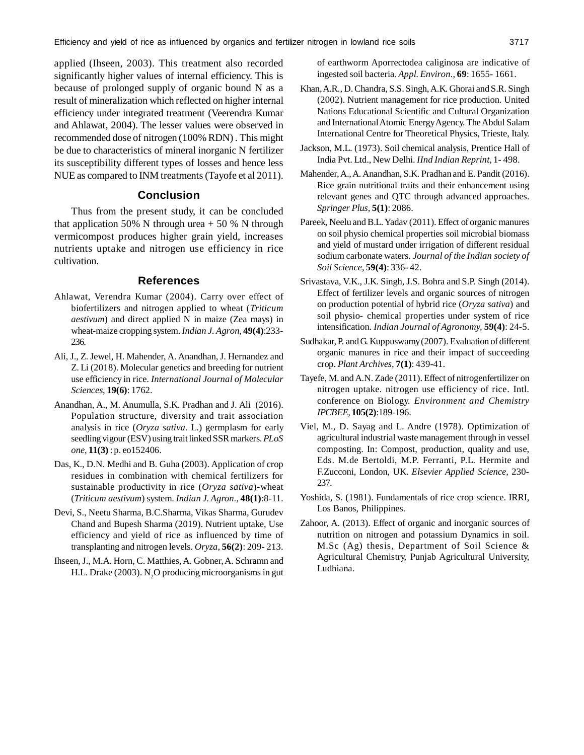applied (Ihseen, 2003). This treatment also recorded significantly higher values of internal efficiency. This is because of prolonged supply of organic bound N as a result of mineralization which reflected on higher internal efficiency under integrated treatment (Veerendra Kumar and Ahlawat, 2004). The lesser values were observed in recommended dose of nitrogen (100% RDN) . This might be due to characteristics of mineral inorganic N fertilizer its susceptibility different types of losses and hence less NUE as compared to INM treatments (Tayofe et al 2011).

## Conclusion

Thus from the present study, it can be concluded that application 50% N through urea + 50 % N through vermicompost produces higher grain yield, increases nutrients uptake and nitrogen use efficiency in rice cultivation.

## References

Ahlawat, Verendra Kumar (2004). Carry over effect of biofertilizers and nitrogen applied to wheat (*Triticum aestivum*) and direct applied N in maize (Zea mays) in wheat-maize cropping system. *Indian J. Agron,* **49(4)**:233-236.

Ali, J., Z. Jewel, H. Mahender, A. Anandhan, J. Hernandez and Z. Li (2018). Molecular genetics and breeding for nutrient use efficiency in rice. *International Journal of Molecular Sciences,* **19(6)**: 1762.

Anandhan, A., M. Anumulla, S.K. Pradhan and J. Ali (2016). Population structure, diversity and trait association analysis in rice (*Oryza sativa*. L.) germplasm for early seedling vigour (ESV) using trait linked SSR markers. *PLoS one,* **11(3)** : p. eo152406.

Das, K., D.N. Medhi and B. Guha (2003). Application of crop residues in combination with chemical fertilizers for sustainable productivity in rice (*Oryza sativa*)-wheat (*Triticum aestivum*) system. *Indian J. Agron.,* **48(1)**:8-11.

Devi, S., Neetu Sharma, B.C.Sharma, Vikas Sharma, Gurudev Chand and Bupesh Sharma (2019). Nutrient uptake, Use efficiency and yield of rice as influenced by time of transplanting and nitrogen levels. *Oryza,* **56(2)**: 209- 213.

Ihseen, J., M.A. Horn, C. Matthies, A. Gobner, A. Schramn and H.L. Drake (2003). $N_2O$ producing microorganisms in gut of earthworm Aporrectodea caliginosa are indicative of ingested soil bacteria. *Appl. Environ.,* **69**: 1655- 1661.

Khan, A.R., D. Chandra, S.S. Singh, A.K. Ghorai and S.R. Singh (2002). Nutrient management for rice production. United Nations Educational Scientific and Cultural Organization and International Atomic Energy Agency. The Abdul Salam International Centre for Theoretical Physics, Trieste, Italy.

Jackson, M.L. (1973). Soil chemical analysis, Prentice Hall of India Pvt. Ltd., New Delhi. *IInd Indian Reprint,* 1- 498.

Mahender, A., A. Anandhan, S.K. Pradhan and E. Pandit (2016). Rice grain nutritional traits and their enhancement using relevant genes and QTC through advanced approaches. *Springer Plus,* **5(1)**: 2086.

Pareek, Neelu and B.L. Yadav (2011). Effect of organic manures on soil physio chemical properties soil microbial biomass and yield of mustard under irrigation of different residual sodium carbonate waters. *Journal of the Indian society of Soil Science,* **59(4)**: 336- 42.

Srivastava, V.K., J.K. Singh, J.S. Bohra and S.P. Singh (2014). Effect of fertilizer levels and organic sources of nitrogen on production potential of hybrid rice (*Oryza sativa*) and soil physio- chemical properties under system of rice intensification. *Indian Journal of Agronomy,* **59(4)**: 24-5.

Sudhakar, P. and G. Kuppuswamy (2007). Evaluation of different organic manures in rice and their impact of succeeding crop. *Plant Archives,* **7(1)**: 439-41.

Tayefe, M. and A.N. Zade (2011). Effect of nitrogenfertilizer on nitrogen uptake. nitrogen use efficiency of rice. Intl. conference on Biology. *Environment and Chemistry IPCBEE,* **105(2)**:189-196.

Viel, M., D. Sayag and L. Andre (1978). Optimization of agricultural industrial waste management through in vessel composting. In: Compost, production, quality and use, Eds. M.de Bertoldi, M.P. Ferranti, P.L. Hermite and F.Zucconi, London, UK. *Elsevier Applied Science,* 230-237.

Yoshida, S. (1981). Fundamentals of rice crop science. IRRI, Los Banos, Philippines.

Zahoor, A. (2013). Effect of organic and inorganic sources of nutrition on nitrogen and potassium Dynamics in soil. M.Sc (Ag) thesis, Department of Soil Science & Agricultural Chemistry, Punjab Agricultural University, Ludhiana.